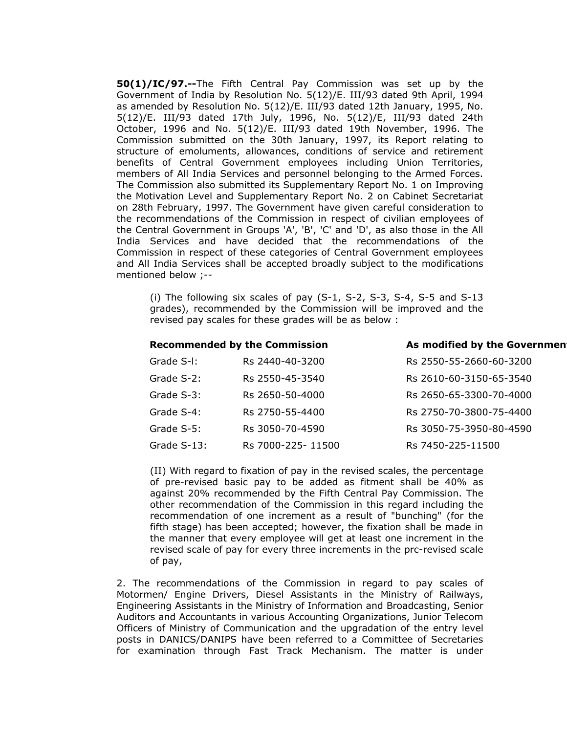**50(1)/IC/97.--**The Fifth Central Pay Commission was set up by the Government of India by Resolution No. 5(12)/E. III/93 dated 9th April, 1994 as amended by Resolution No. 5(12)/E. III/93 dated 12th January, 1995, No. 5(12)/E. III/93 dated 17th July, 1996, No. 5(12)/E, III/93 dated 24th October, 1996 and No. 5(12)/E. III/93 dated 19th November, 1996. The Commission submitted on the 30th January, 1997, its Report relating to structure of emoluments, allowances, conditions of service and retirement benefits of Central Government employees including Union Territories, members of All India Services and personnel belonging to the Armed Forces. The Commission also submitted its Supplementary Report No. 1 on Improving the Motivation Level and Supplementary Report No. 2 on Cabinet Secretariat on 28th February, 1997. The Government have given careful consideration to the recommendations of the Commission in respect of civilian employees of the Central Government in Groups 'A', 'B', 'C' and 'D', as also those in the All India Services and have decided that the recommendations of the Commission in respect of these categories of Central Government employees and All India Services shall be accepted broadly subject to the modifications mentioned below ;--

(i) The following six scales of pay (S-1, S-2, S-3, S-4, S-5 and S-13 grades), recommended by the Commission will be improved and the revised pay scales for these grades will be as below :

| **Recommended by the Commission** | | **As modified by the Government** |
|---|---|---|
| Grade S-l: | Rs 2440-40-3200 | Rs 2550-55-2660-60-3200 |
| Grade S-2: | Rs 2550-45-3540 | Rs 2610-60-3150-65-3540 |
| Grade S-3: | Rs 2650-50-4000 | Rs 2650-65-3300-70-4000 |
| Grade S-4: | Rs 2750-55-4400 | Rs 2750-70-3800-75-4400 |
| Grade S-5: | Rs 3050-70-4590 | Rs 3050-75-3950-80-4590 |
| Grade S-13: | Rs 7000-225- 11500 | Rs 7450-225-11500 |

(II) With regard to fixation of pay in the revised scales, the percentage of pre-revised basic pay to be added as fitment shall be 40% as against 20% recommended by the Fifth Central Pay Commission. The other recommendation of the Commission in this regard including the recommendation of one increment as a result of "bunching" (for the fifth stage) has been accepted; however, the fixation shall be made in the manner that every employee will get at least one increment in the revised scale of pay for every three increments in the prc-revised scale of pay,

2. The recommendations of the Commission in regard to pay scales of Motormen/ Engine Drivers, Diesel Assistants in the Ministry of Railways, Engineering Assistants in the Ministry of Information and Broadcasting, Senior Auditors and Accountants in various Accounting Organizations, Junior Telecom Officers of Ministry of Communication and the upgradation of the entry level posts in DANICS/DANIPS have been referred to a Committee of Secretaries for examination through Fast Track Mechanism. The matter is under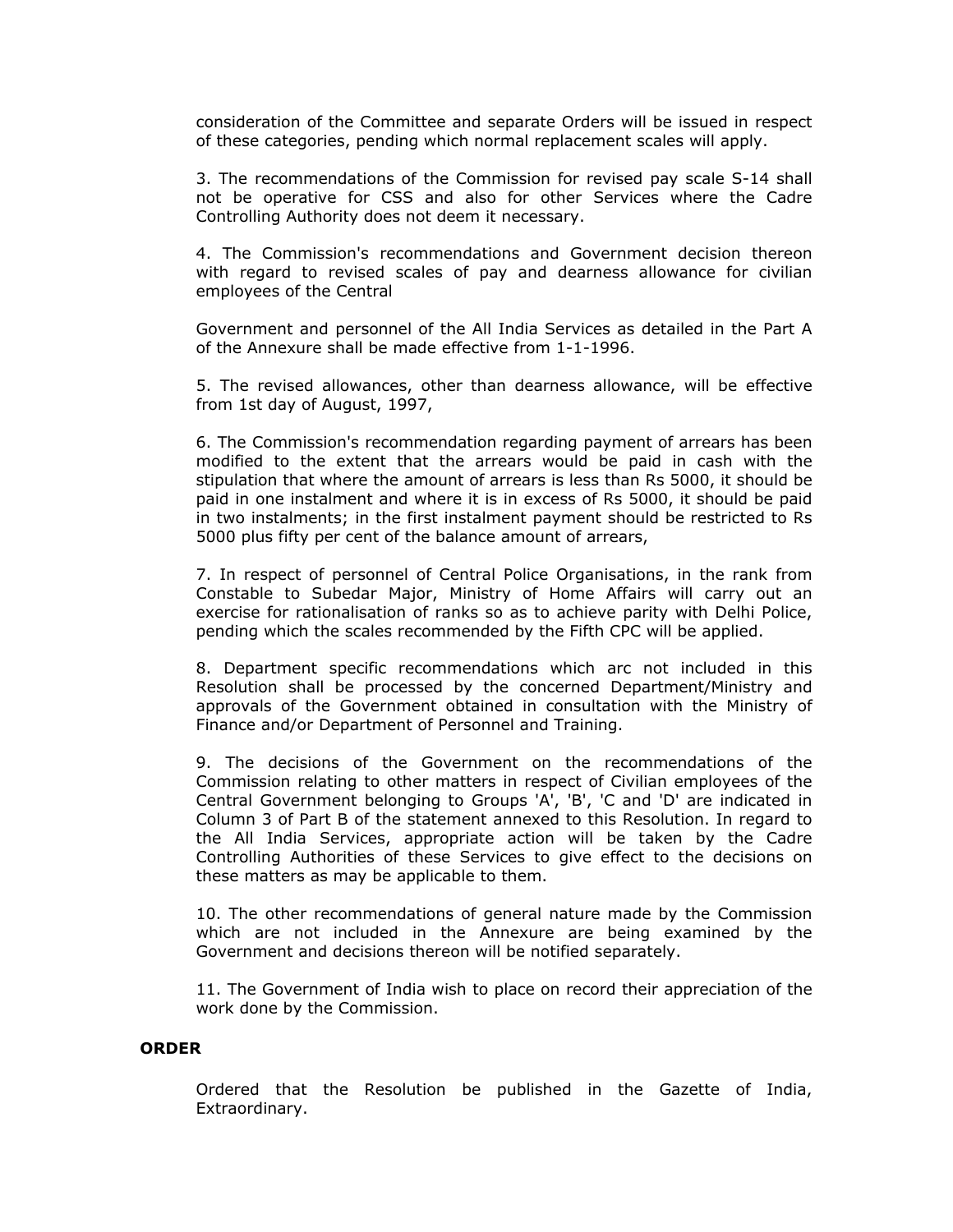consideration of the Committee and separate Orders will be issued in respect of these categories, pending which normal replacement scales will apply.

3. The recommendations of the Commission for revised pay scale S-14 shall not be operative for CSS and also for other Services where the Cadre Controlling Authority does not deem it necessary.

4. The Commission's recommendations and Government decision thereon with regard to revised scales of pay and dearness allowance for civilian employees of the Central

Government and personnel of the All India Services as detailed in the Part A of the Annexure shall be made effective from 1-1-1996.

5. The revised allowances, other than dearness allowance, will be effective from 1st day of August, 1997,

6. The Commission's recommendation regarding payment of arrears has been modified to the extent that the arrears would be paid in cash with the stipulation that where the amount of arrears is less than Rs 5000, it should be paid in one instalment and where it is in excess of Rs 5000, it should be paid in two instalments; in the first instalment payment should be restricted to Rs 5000 plus fifty per cent of the balance amount of arrears,

7. In respect of personnel of Central Police Organisations, in the rank from Constable to Subedar Major, Ministry of Home Affairs will carry out an exercise for rationalisation of ranks so as to achieve parity with Delhi Police, pending which the scales recommended by the Fifth CPC will be applied.

8. Department specific recommendations which arc not included in this Resolution shall be processed by the concerned Department/Ministry and approvals of the Government obtained in consultation with the Ministry of Finance and/or Department of Personnel and Training.

9. The decisions of the Government on the recommendations of the Commission relating to other matters in respect of Civilian employees of the Central Government belonging to Groups 'A', 'B', 'C and 'D' are indicated in Column 3 of Part B of the statement annexed to this Resolution. In regard to the All India Services, appropriate action will be taken by the Cadre Controlling Authorities of these Services to give effect to the decisions on these matters as may be applicable to them.

10. The other recommendations of general nature made by the Commission which are not included in the Annexure are being examined by the Government and decisions thereon will be notified separately.

11. The Government of India wish to place on record their appreciation of the work done by the Commission.

**ORDER**

Ordered that the Resolution be published in the Gazette of India, Extraordinary.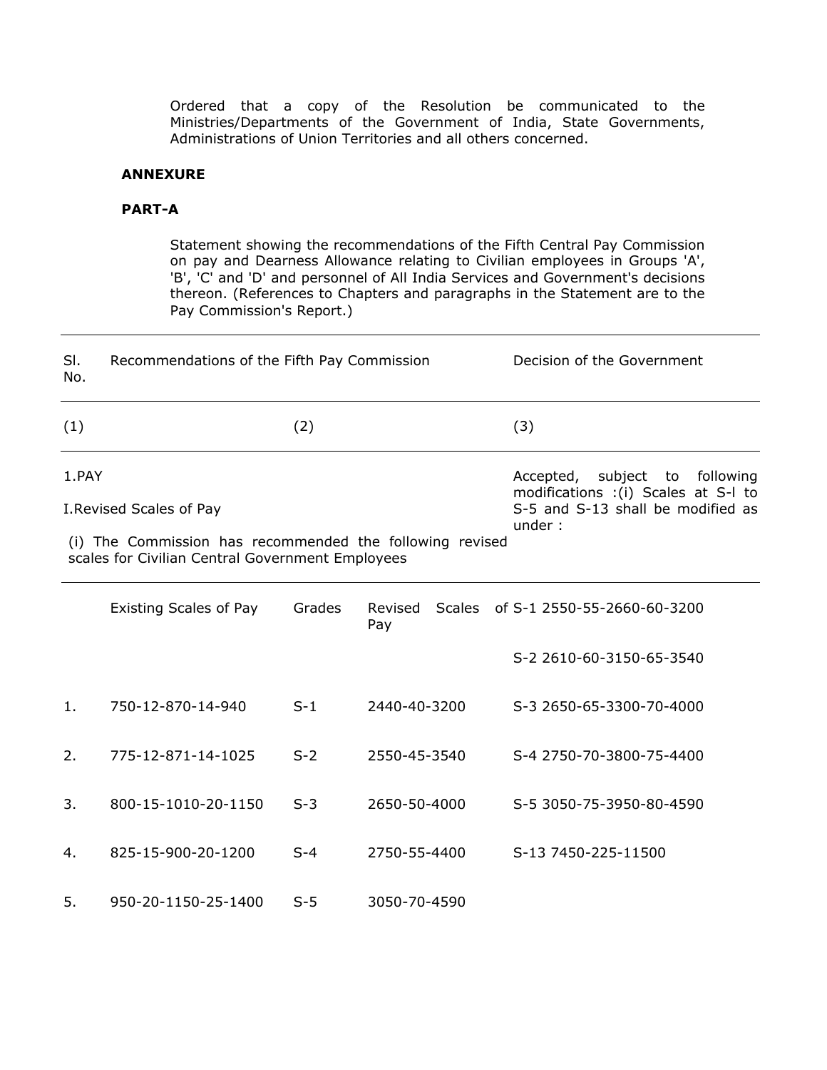Ordered that a copy of the Resolution be communicated to the Ministries/Departments of the Government of India, State Governments, Administrations of Union Territories and all others concerned.

**ANNEXURE**

**PART-A**

Statement showing the recommendations of the Fifth Central Pay Commission on pay and Dearness Allowance relating to Civilian employees in Groups 'A', 'B', 'C' and 'D' and personnel of All India Services and Government's decisions thereon. (References to Chapters and paragraphs in the Statement are to the Pay Commission's Report.)

| Sl. No. | Recommendations of the Fifth Pay Commission | | | Decision of the Government |
|---|---|---|---|---|
| (1) | (2) | | | (3) |
| 1.PAY<br><br>I.Revised Scales of Pay<br><br>(i) The Commission has recommended the following revised scales for Civilian Central Government Employees | | | | Accepted, subject to following modifications :(i) Scales at S-l to S-5 and S-13 shall be modified as under : |
| | Existing Scales of Pay | Grades | Revised Scales of Pay | S-1 2550-55-2660-60-3200 |
| | | | | S-2 2610-60-3150-65-3540 |
| 1. | 750-12-870-14-940 | S-1 | 2440-40-3200 | S-3 2650-65-3300-70-4000 |
| 2. | 775-12-871-14-1025 | S-2 | 2550-45-3540 | S-4 2750-70-3800-75-4400 |
| 3. | 800-15-1010-20-1150 | S-3 | 2650-50-4000 | S-5 3050-75-3950-80-4590 |
| 4. | 825-15-900-20-1200 | S-4 | 2750-55-4400 | S-13 7450-225-11500 |
| 5. | 950-20-1150-25-1400 | S-5 | 3050-70-4590 | |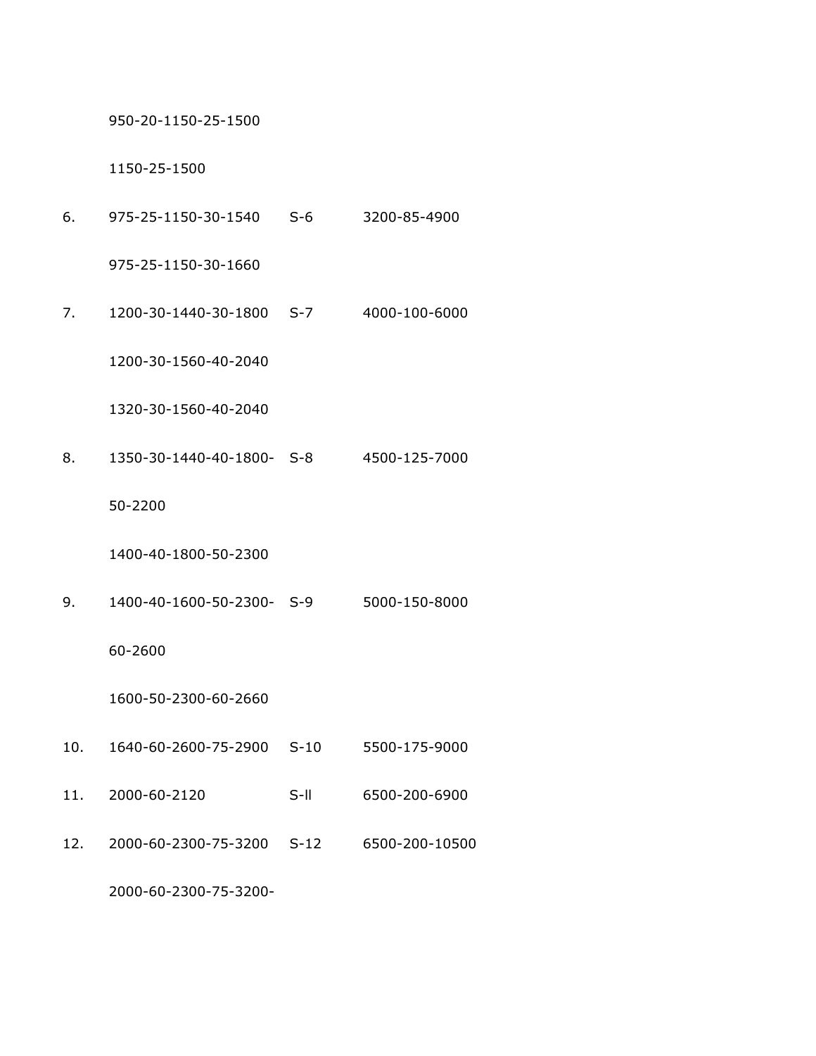|     |                      |      |               |
| --- | -------------------- | ---- | ------------- |
|     | 950-20-1150-25-1500  |      |               |
|     | 1150-25-1500         |      |               |
| 6.  | 975-25-1150-30-1540  | S-6  | 3200-85-4900  |
|     | 975-25-1150-30-1660  |      |               |
| 7.  | 1200-30-1440-30-1800 | S-7  | 4000-100-6000 |
|     | 1200-30-1560-40-2040 |      |               |
|     | 1320-30-1560-40-2040 |      |               |
| 8.  | 1350-30-1440-40-1800-50-2200 | S-8 | 4500-125-7000 |
|     | 1400-40-1800-50-2300 |      |               |
| 9.  | 1400-40-1600-50-2300-60-2600 | S-9 | 5000-150-8000 |
|     | 1600-50-2300-60-2660 |      |               |
| 10. | 1640-60-2600-75-2900 | S-10 | 5500-175-9000 |
| 11. | 2000-60-2120         | S-ll | 6500-200-6900 |
| 12. | 2000-60-2300-75-3200 | S-12 | 6500-200-10500 |
|     | 2000-60-2300-75-3200- |     |               |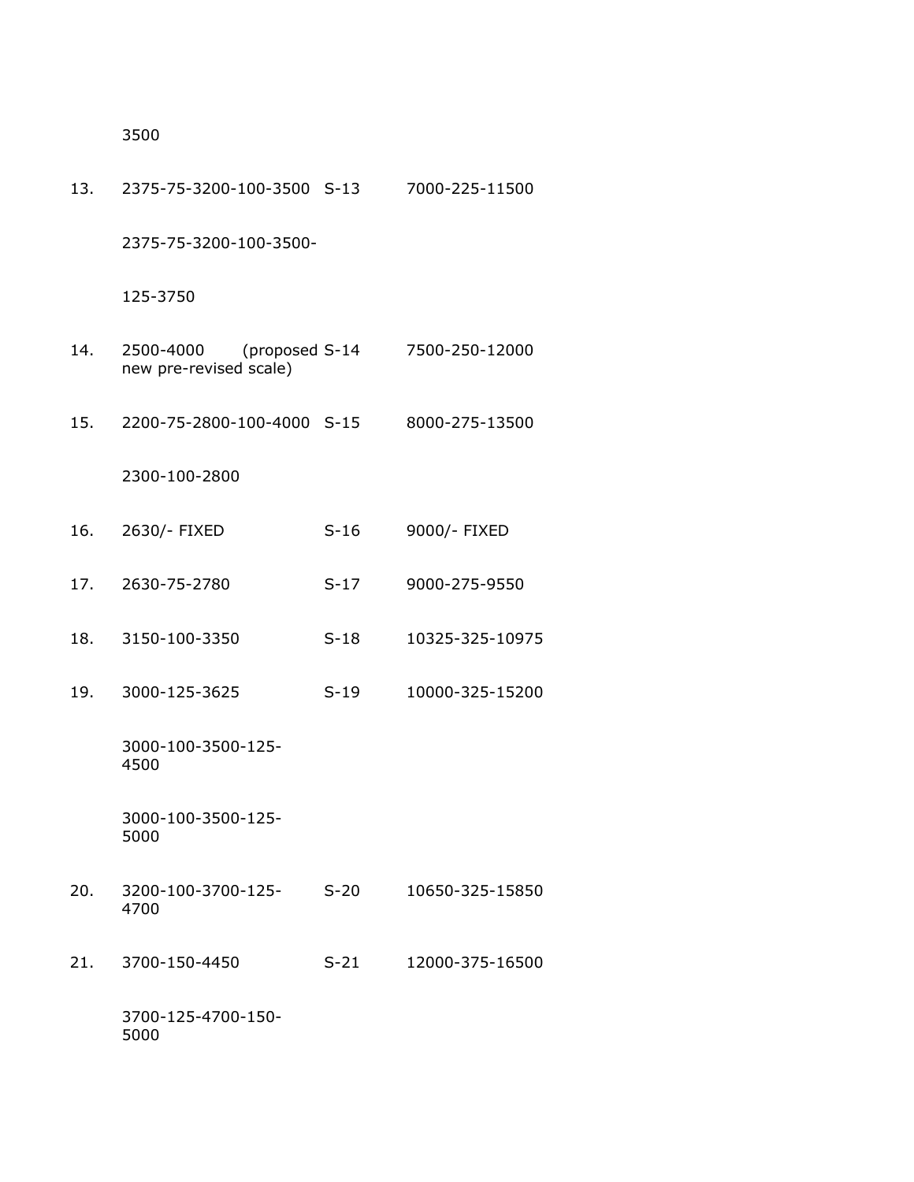| | | | |
|---|---|---|---|
| | 3500 | | |
| 13. | 2375-75-3200-100-3500 | S-13 | 7000-225-11500 |
| | 2375-75-3200-100-3500-125-3750 | | |
| 14. | 2500-4000 (proposed new pre-revised scale) | S-14 | 7500-250-12000 |
| 15. | 2200-75-2800-100-4000 | S-15 | 8000-275-13500 |
| | 2300-100-2800 | | |
| 16. | 2630/- FIXED | S-16 | 9000/- FIXED |
| 17. | 2630-75-2780 | S-17 | 9000-275-9550 |
| 18. | 3150-100-3350 | S-18 | 10325-325-10975 |
| 19. | 3000-125-3625 | S-19 | 10000-325-15200 |
| | 3000-100-3500-125-4500 | | |
| | 3000-100-3500-125-5000 | | |
| 20. | 3200-100-3700-125-4700 | S-20 | 10650-325-15850 |
| 21. | 3700-150-4450 | S-21 | 12000-375-16500 |
| | 3700-125-4700-150-5000 | | |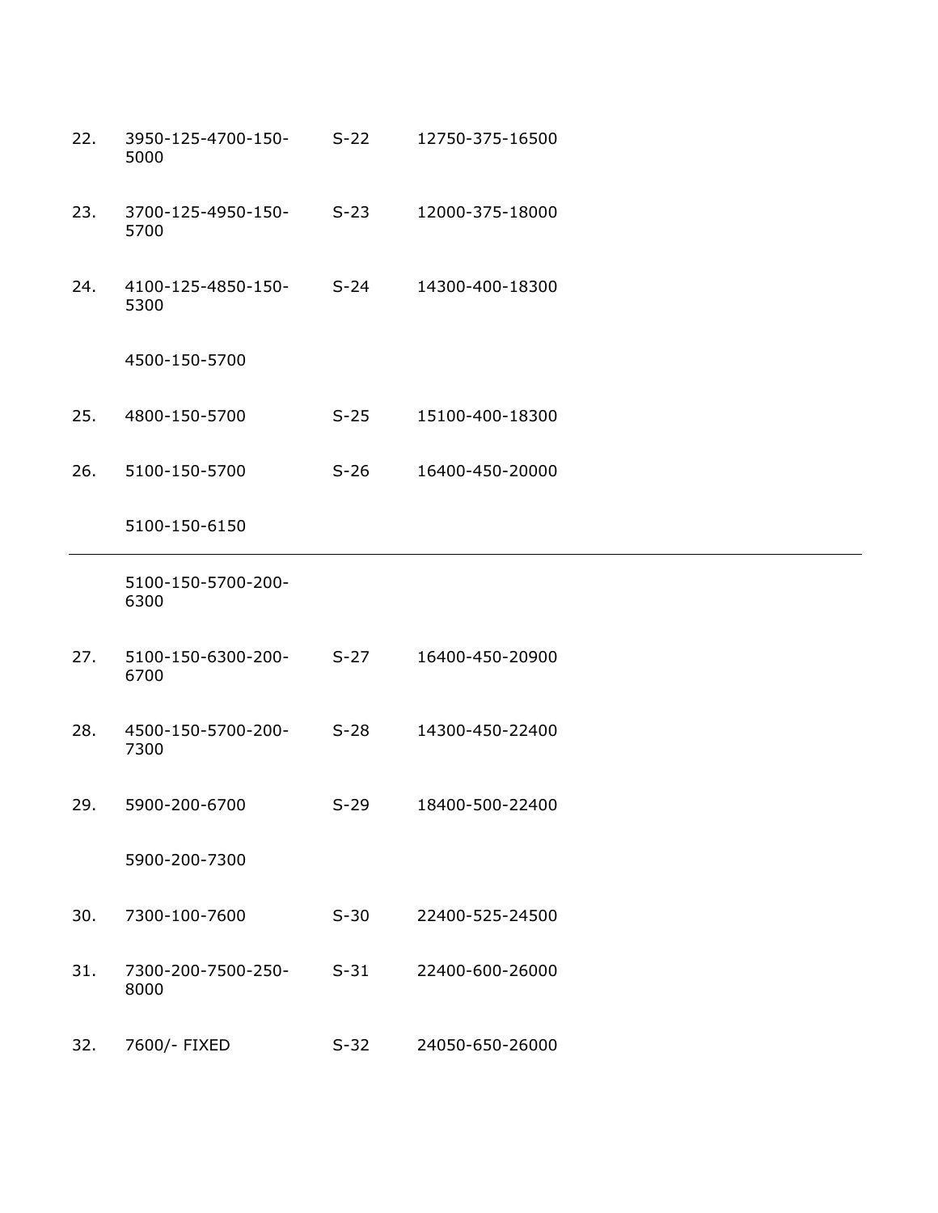| | | | |
|---|---|---|---|
| 22. | 3950-125-4700-150-5000 | S-22 | 12750-375-16500 |
| 23. | 3700-125-4950-150-5700 | S-23 | 12000-375-18000 |
| 24. | 4100-125-4850-150-5300 | S-24 | 14300-400-18300 |
| | 4500-150-5700 | | |
| 25. | 4800-150-5700 | S-25 | 15100-400-18300 |
| 26. | 5100-150-5700 | S-26 | 16400-450-20000 |
| | 5100-150-6150 | | |
| | 5100-150-5700-200-6300 | | |
| 27. | 5100-150-6300-200-6700 | S-27 | 16400-450-20900 |
| 28. | 4500-150-5700-200-7300 | S-28 | 14300-450-22400 |
| 29. | 5900-200-6700 | S-29 | 18400-500-22400 |
| | 5900-200-7300 | | |
| 30. | 7300-100-7600 | S-30 | 22400-525-24500 |
| 31. | 7300-200-7500-250-8000 | S-31 | 22400-600-26000 |
| 32. | 7600/- FIXED | S-32 | 24050-650-26000 |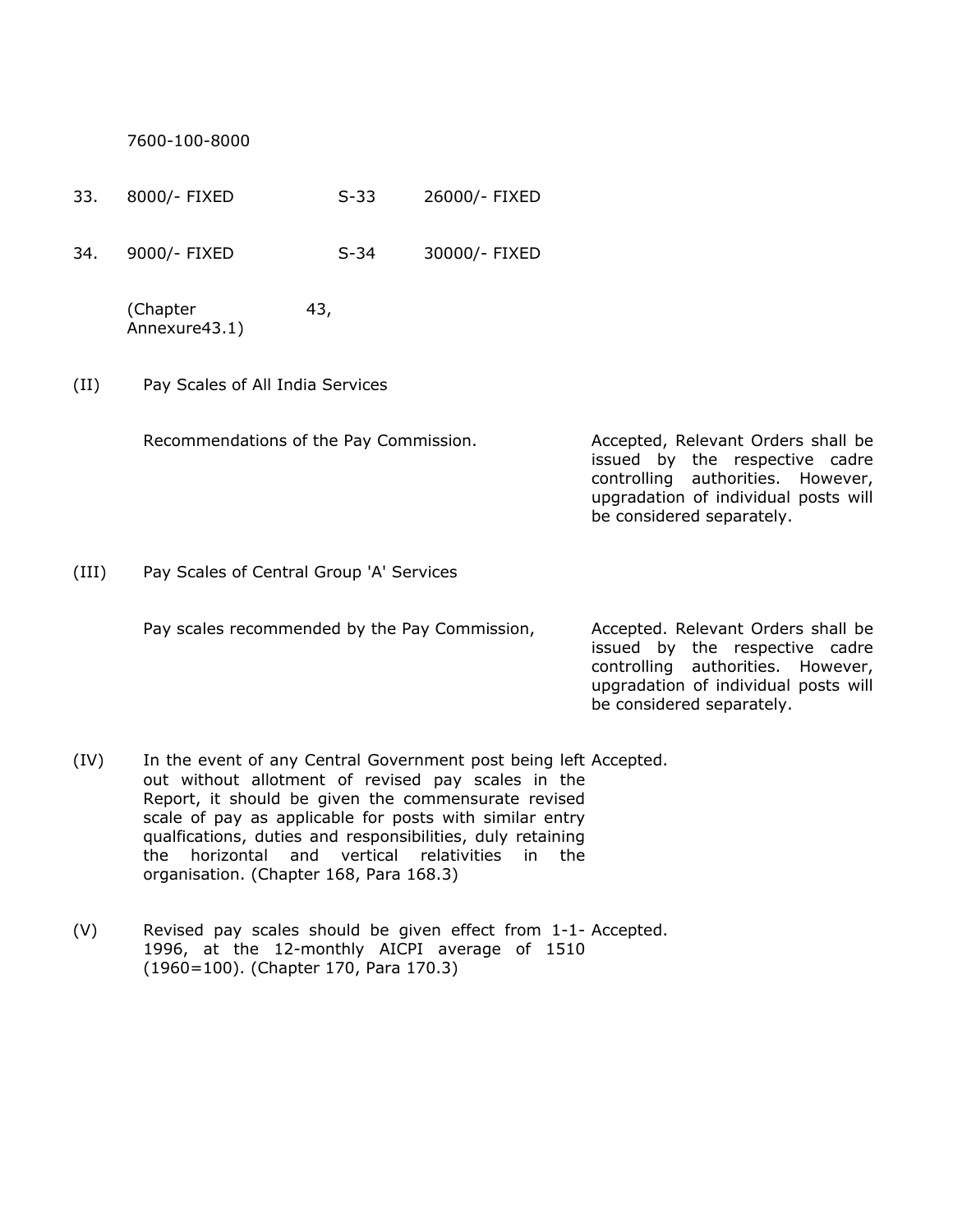| | | | |
|---|---|---|---|
| | 7600-100-8000 | | |
| 33. | 8000/- FIXED | S-33 | 26000/- FIXED |
| 34. | 9000/- FIXED | S-34 | 30000/- FIXED |

(Chapter 43, Annexure43.1)

| | Recommendation | Decision |
|---|---|---|
| (II) | Pay Scales of All India Services<br><br>Recommendations of the Pay Commission. | Accepted, Relevant Orders shall be issued by the respective cadre controlling authorities. However, upgradation of individual posts will be considered separately. |
| (III) | Pay Scales of Central Group 'A' Services<br><br>Pay scales recommended by the Pay Commission, | Accepted. Relevant Orders shall be issued by the respective cadre controlling authorities. However, upgradation of individual posts will be considered separately. |
| (IV) | In the event of any Central Government post being left out without allotment of revised pay scales in the Report, it should be given the commensurate revised scale of pay as applicable for posts with similar entry qualfications, duties and responsibilities, duly retaining the horizontal and vertical relativities in the organisation. (Chapter 168, Para 168.3) | Accepted. |
| (V) | Revised pay scales should be given effect from 1-1-1996, at the 12-monthly AICPI average of 1510 (1960=100). (Chapter 170, Para 170.3) | Accepted. |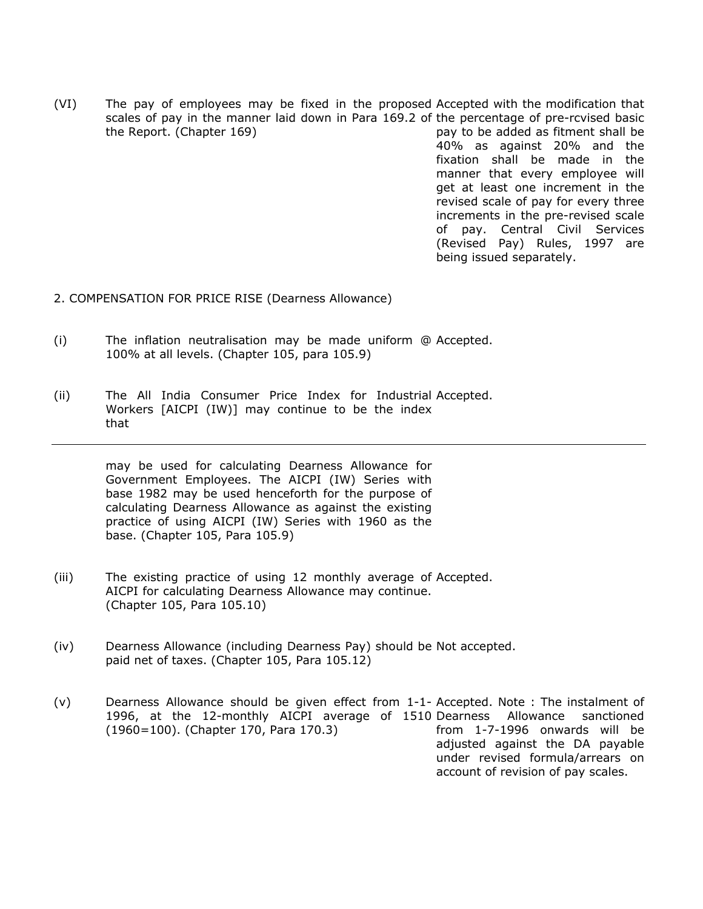| | | |
|---|---|---|
| (VI) | The pay of employees may be fixed in the proposed scales of pay in the manner laid down in Para 169.2 of the Report. (Chapter 169) | Accepted with the modification that the percentage of pre-rcvised basic pay to be added as fitment shall be 40% as against 20% and the fixation shall be made in the manner that every employee will get at least one increment in the revised scale of pay for every three increments in the pre-revised scale of pay. Central Civil Services (Revised Pay) Rules, 1997 are being issued separately. |

2. COMPENSATION FOR PRICE RISE (Dearness Allowance)

| | | |
|---|---|---|
| (i) | The inflation neutralisation may be made uniform @ 100% at all levels. (Chapter 105, para 105.9) | Accepted. |
| (ii) | The All India Consumer Price Index for Industrial Workers [AICPI (IW)] may continue to be the index that may be used for calculating Dearness Allowance for Government Employees. The AICPI (IW) Series with base 1982 may be used henceforth for the purpose of calculating Dearness Allowance as against the existing practice of using AICPI (IW) Series with 1960 as the base. (Chapter 105, Para 105.9) | Accepted. |
| (iii) | The existing practice of using 12 monthly average of AICPI for calculating Dearness Allowance may continue. (Chapter 105, Para 105.10) | Accepted. |
| (iv) | Dearness Allowance (including Dearness Pay) should be paid net of taxes. (Chapter 105, Para 105.12) | Not accepted. |
| (v) | Dearness Allowance should be given effect from 1-1-1996, at the 12-monthly AICPI average of 1510 (1960=100). (Chapter 170, Para 170.3) | Accepted. Note : The instalment of Dearness Allowance sanctioned from 1-7-1996 onwards will be adjusted against the DA payable under revised formula/arrears on account of revision of pay scales. |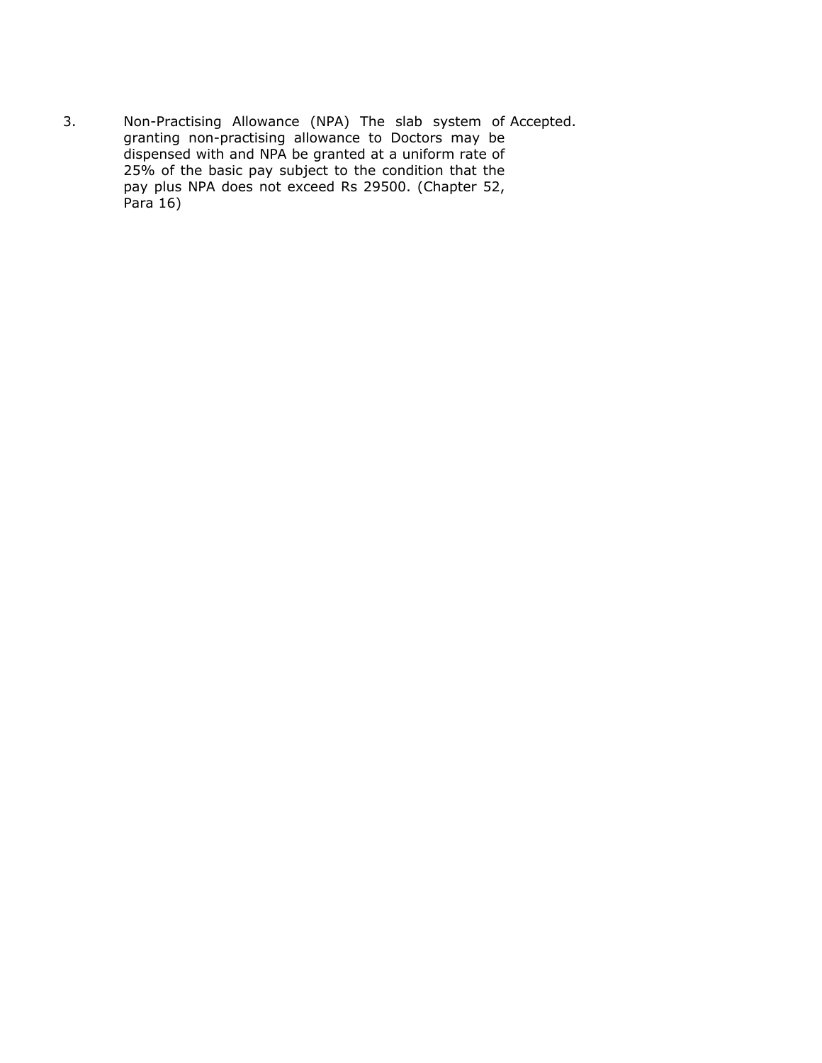| | | |
|---|---|---|
| 3. | Non-Practising Allowance (NPA) The slab system of granting non-practising allowance to Doctors may be dispensed with and NPA be granted at a uniform rate of 25% of the basic pay subject to the condition that the pay plus NPA does not exceed Rs 29500. (Chapter 52, Para 16) | Accepted. |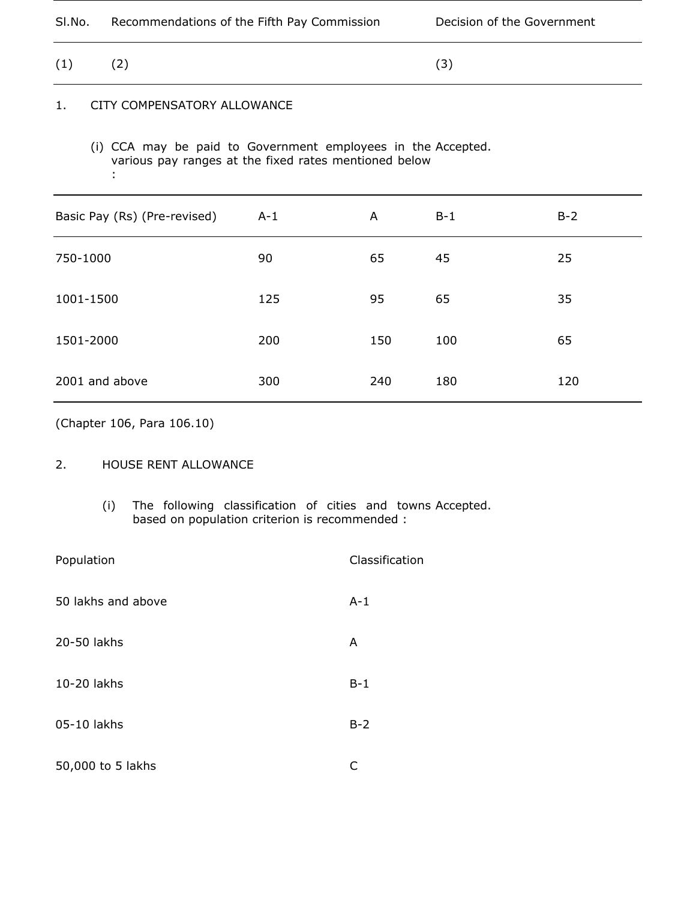| Sl.No. | Recommendations of the Fifth Pay Commission | Decision of the Government |
|---|---|---|
| (1) | (2) | (3) |

1. CITY COMPENSATORY ALLOWANCE

(i) CCA may be paid to Government employees in the various pay ranges at the fixed rates mentioned below : — Accepted.

| Basic Pay (Rs) (Pre-revised) | A-1 | A | B-1 | B-2 |
|---|---|---|---|---|
| 750-1000 | 90 | 65 | 45 | 25 |
| 1001-1500 | 125 | 95 | 65 | 35 |
| 1501-2000 | 200 | 150 | 100 | 65 |
| 2001 and above | 300 | 240 | 180 | 120 |

(Chapter 106, Para 106.10)

2. HOUSE RENT ALLOWANCE

(i) The following classification of cities and towns based on population criterion is recommended : — Accepted.

| Population | Classification |
|---|---|
| 50 lakhs and above | A-1 |
| 20-50 lakhs | A |
| 10-20 lakhs | B-1 |
| 05-10 lakhs | B-2 |
| 50,000 to 5 lakhs | C |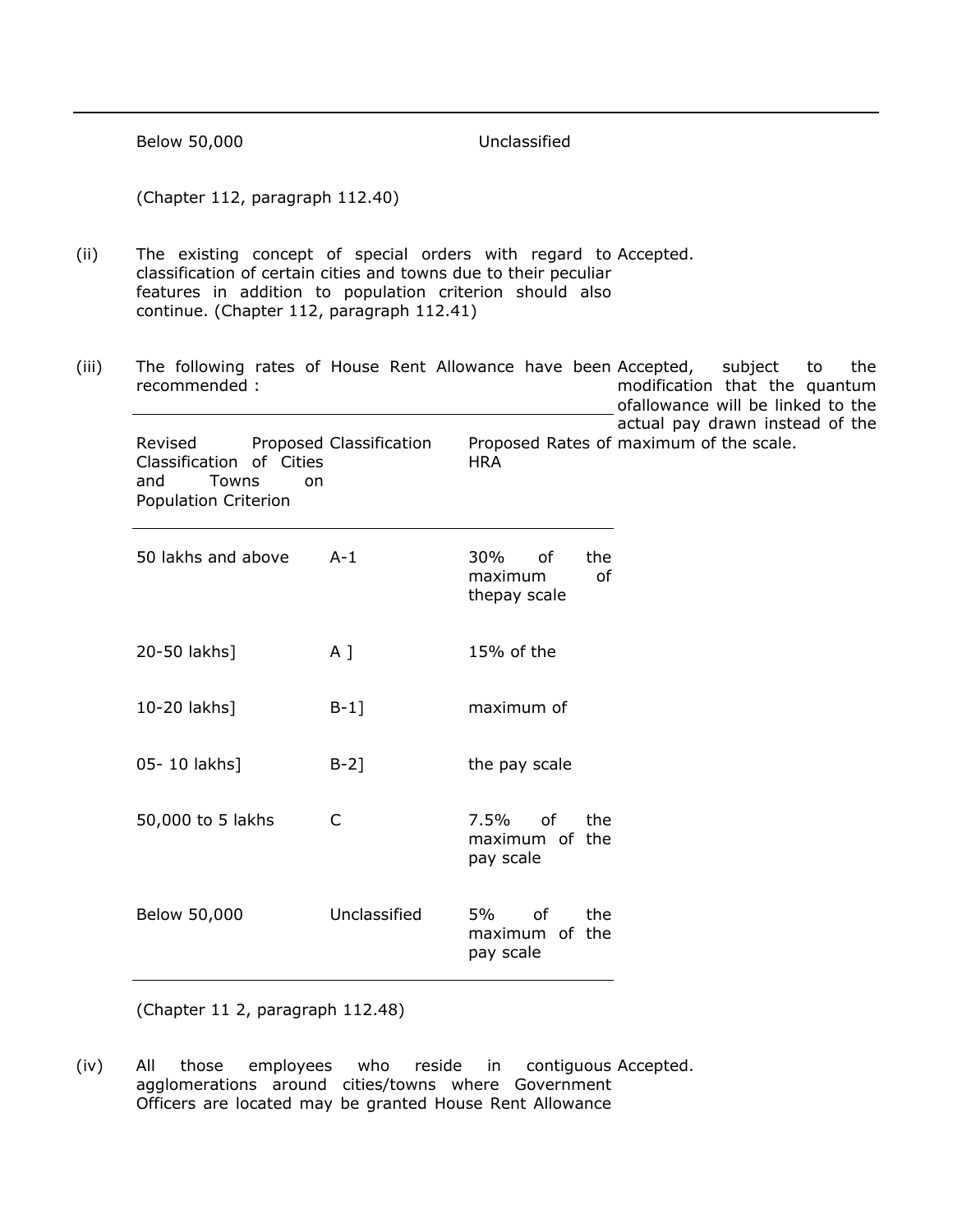| Below 50,000 | Unclassified |
|---|---|

(Chapter 112, paragraph 112.40)

(ii) The existing concept of special orders with regard to classification of certain cities and towns due to their peculiar features in addition to population criterion should also continue. (Chapter 112, paragraph 112.41)

Accepted.

(iii) The following rates of House Rent Allowance have been recommended :

| Revised Classification of Cities and Towns on Population Criterion | Proposed Classification | Proposed Rates of HRA |
|---|---|---|
| 50 lakhs and above | A-1 | 30% of the maximum of thepay scale |
| 20-50 lakhs] | A ] | 15% of the |
| 10-20 lakhs] | B-1] | maximum of |
| 05- 10 lakhs] | B-2] | the pay scale |
| 50,000 to 5 lakhs | C | 7.5% of the maximum of the pay scale |
| Below 50,000 | Unclassified | 5% of the maximum of the pay scale |

(Chapter 11 2, paragraph 112.48)

Accepted, subject to the modification that the quantum ofallowance will be linked to the actual pay drawn instead of the maximum of the scale.

(iv) All those employees who reside in contiguous agglomerations around cities/towns where Government Officers are located may be granted House Rent Allowance

Accepted.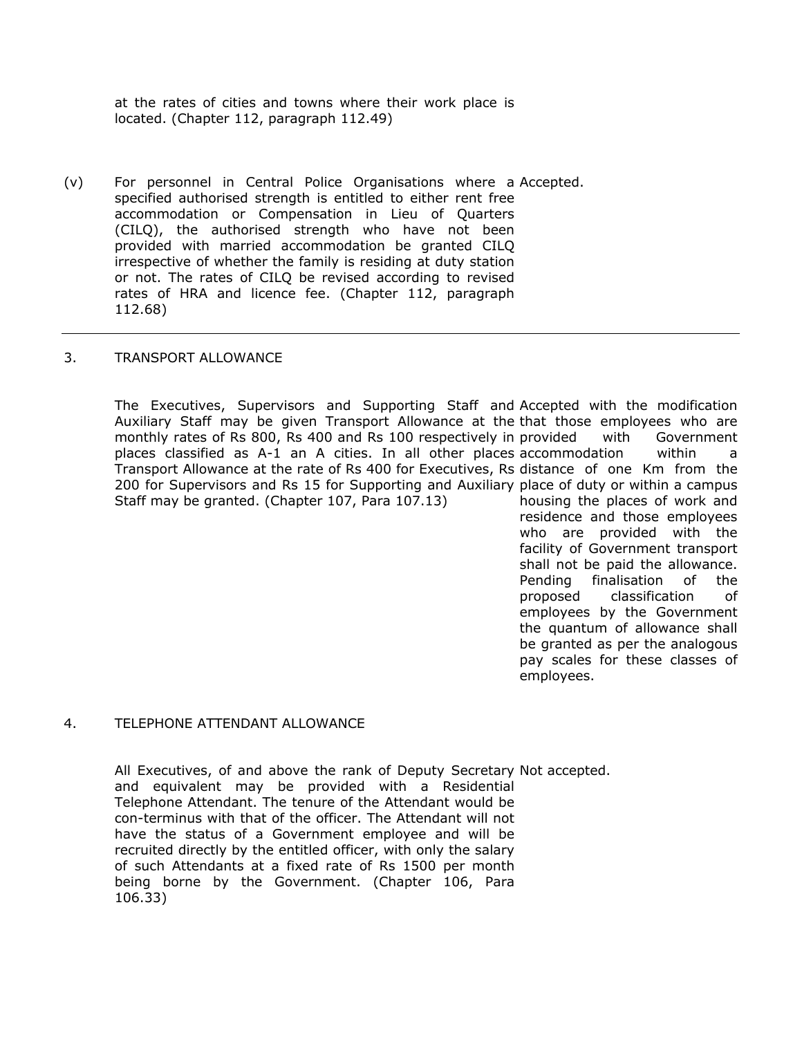at the rates of cities and towns where their work place is located. (Chapter 112, paragraph 112.49)

| | | |
|---|---|---|
| (v) | For personnel in Central Police Organisations where a specified authorised strength is entitled to either rent free accommodation or Compensation in Lieu of Quarters (CILQ), the authorised strength who have not been provided with married accommodation be granted CILQ irrespective of whether the family is residing at duty station or not. The rates of CILQ be revised according to revised rates of HRA and licence fee. (Chapter 112, paragraph 112.68) | Accepted. |

## 3. TRANSPORT ALLOWANCE

| | |
|---|---|
| The Executives, Supervisors and Supporting Staff and Auxiliary Staff may be given Transport Allowance at the monthly rates of Rs 800, Rs 400 and Rs 100 respectively in places classified as A-1 an A cities. In all other places Transport Allowance at the rate of Rs 400 for Executives, Rs 200 for Supervisors and Rs 15 for Supporting and Auxiliary Staff may be granted. (Chapter 107, Para 107.13) | Accepted with the modification that those employees who are provided with Government accommodation within a distance of one Km from the place of duty or within a campus housing the places of work and residence and those employees who are provided with the facility of Government transport shall not be paid the allowance. Pending finalisation of the proposed classification of employees by the Government the quantum of allowance shall be granted as per the analogous pay scales for these classes of employees. |

## 4. TELEPHONE ATTENDANT ALLOWANCE

| | |
|---|---|
| All Executives, of and above the rank of Deputy Secretary and equivalent may be provided with a Residential Telephone Attendant. The tenure of the Attendant would be con-terminus with that of the officer. The Attendant will not have the status of a Government employee and will be recruited directly by the entitled officer, with only the salary of such Attendants at a fixed rate of Rs 1500 per month being borne by the Government. (Chapter 106, Para 106.33) | Not accepted. |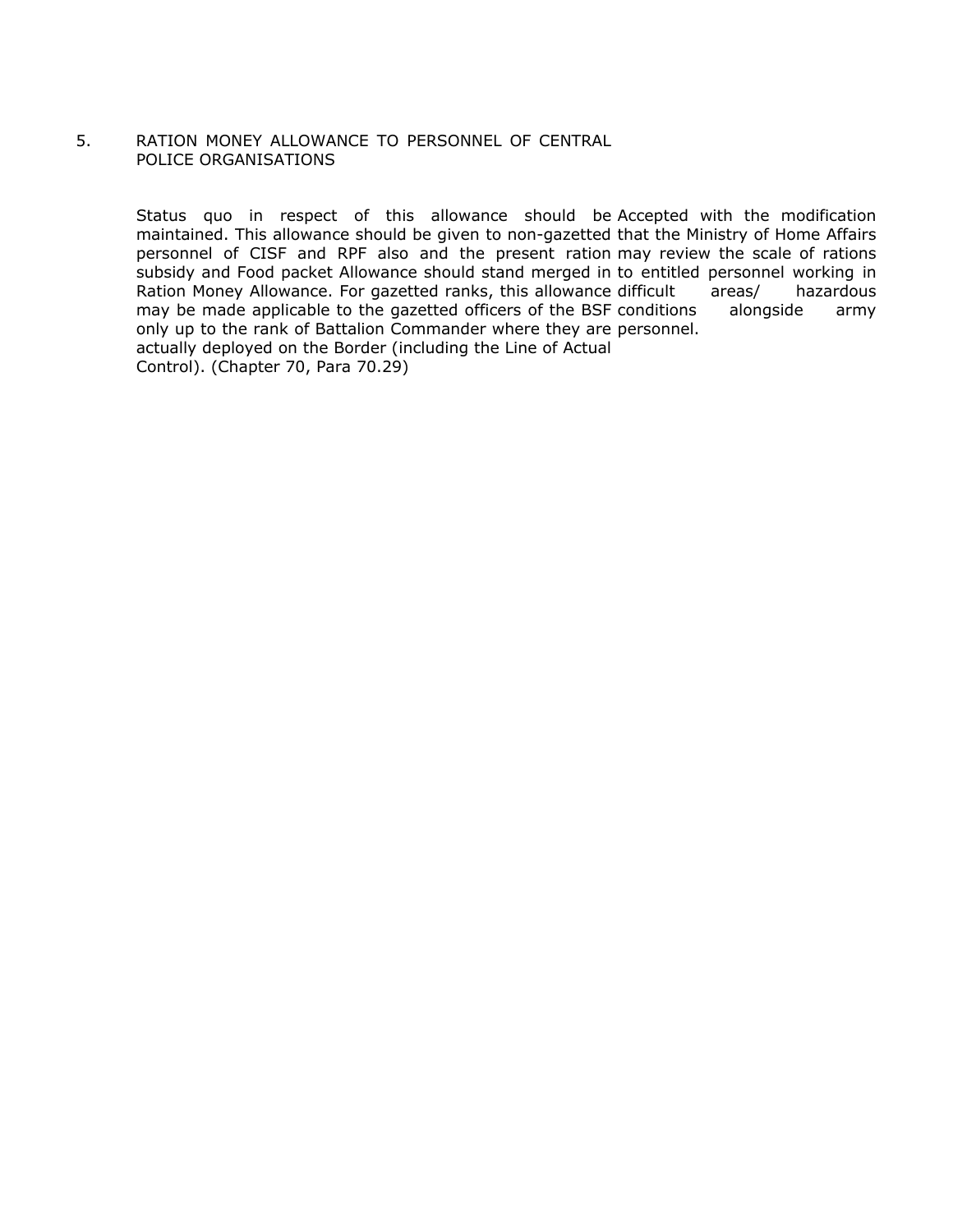5. RATION MONEY ALLOWANCE TO PERSONNEL OF CENTRAL POLICE ORGANISATIONS

| | |
|---|---|
| Status quo in respect of this allowance should be maintained. This allowance should be given to non-gazetted personnel of CISF and RPF also and the present ration subsidy and Food packet Allowance should stand merged in Ration Money Allowance. For gazetted ranks, this allowance may be made applicable to the gazetted officers of the BSF only up to the rank of Battalion Commander where they are actually deployed on the Border (including the Line of Actual Control). (Chapter 70, Para 70.29) | Accepted with the modification that the Ministry of Home Affairs may review the scale of rations to entitled personnel working in difficult areas/ hazardous conditions alongside army personnel. |